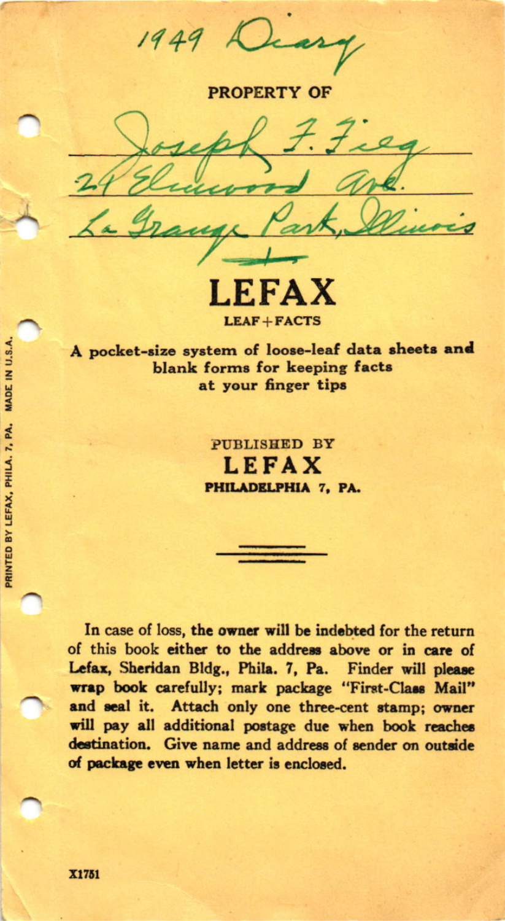1949 Diary

**PROPERTY OF**

Joseph F. Fieg
29 Elmwood Ave.
La Grange Park, Illinois

# LEFAX

**LEAF + FACTS**

**A pocket-size system of loose-leaf data sheets and blank forms for keeping facts at your finger tips**

PUBLISHED BY
**LEFAX**
**PHILADELPHIA 7, PA.**

PRINTED BY LEFAX, PHILA. 7, PA. MADE IN U.S.A.

In case of loss, **the owner** will be **indebted** for the return of this book **either** to the **address** above or **in care** of **Lefax**, Sheridan Bldg., Phila. 7, Pa. **Finder** will **please wrap book** carefully; **mark package "First-Class Mail"** and **seal it. Attach only one three-cent stamp; owner will pay all additional postage due when book reaches destination. Give name and address of sender on outside of package even when letter is enclosed.**

X1751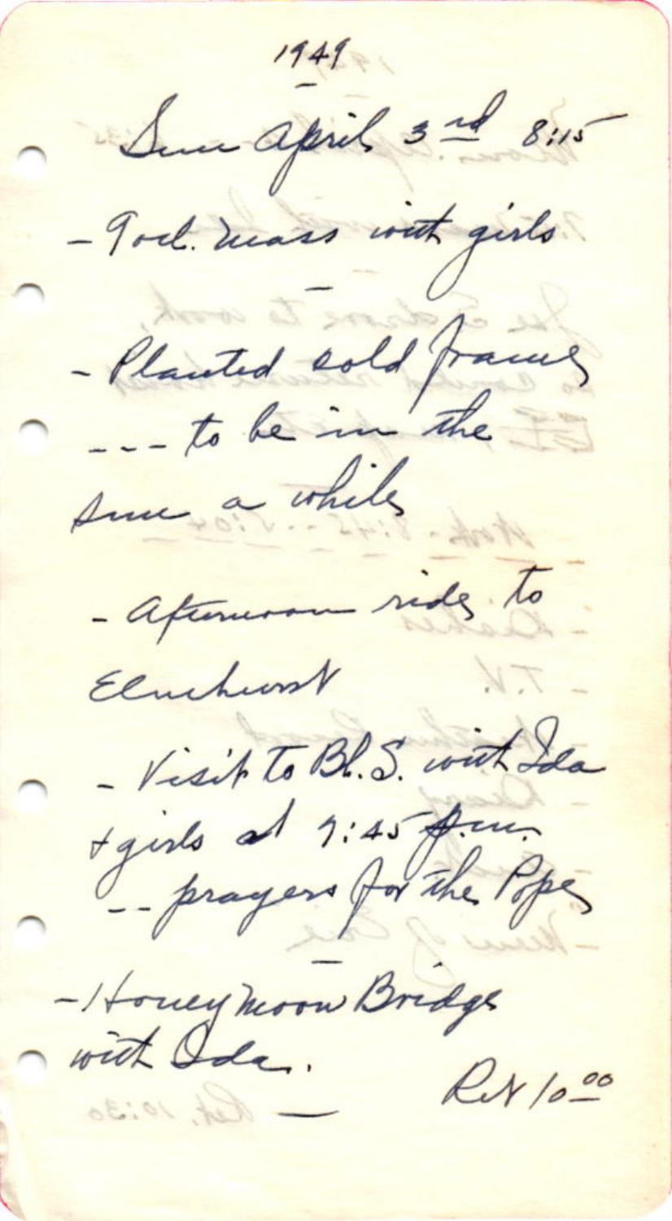1949

Sun April 3rd 8:15

- Vol. mass with girls

- Planted cold frame
--- to be in the
sun a while

- afternoon ride to
Elmhurst

- Visit to Bl. S. with Ida
+ girls at 7:45 p.m.
-- prayers for the Pope

- Honeymoon Bridge
with Ida.

Ret 10:00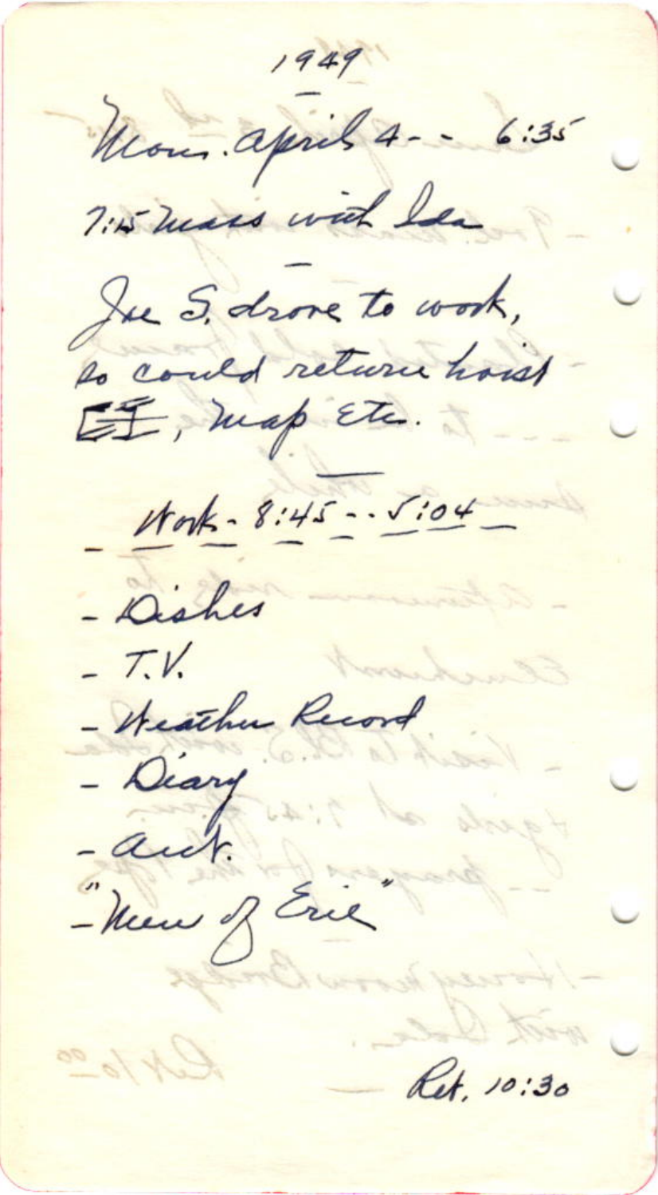1949

Mon. April 4 - - 6:35

7:15 mass with Ida

Joe S. drove to work, so could return hoist [?], map Etc.

Work - 8:45 - - 5:04

- Dishes
- T.V.
- Weather Record
- Diary
- Acct.
- "Men of Erie"

Ret. 10:30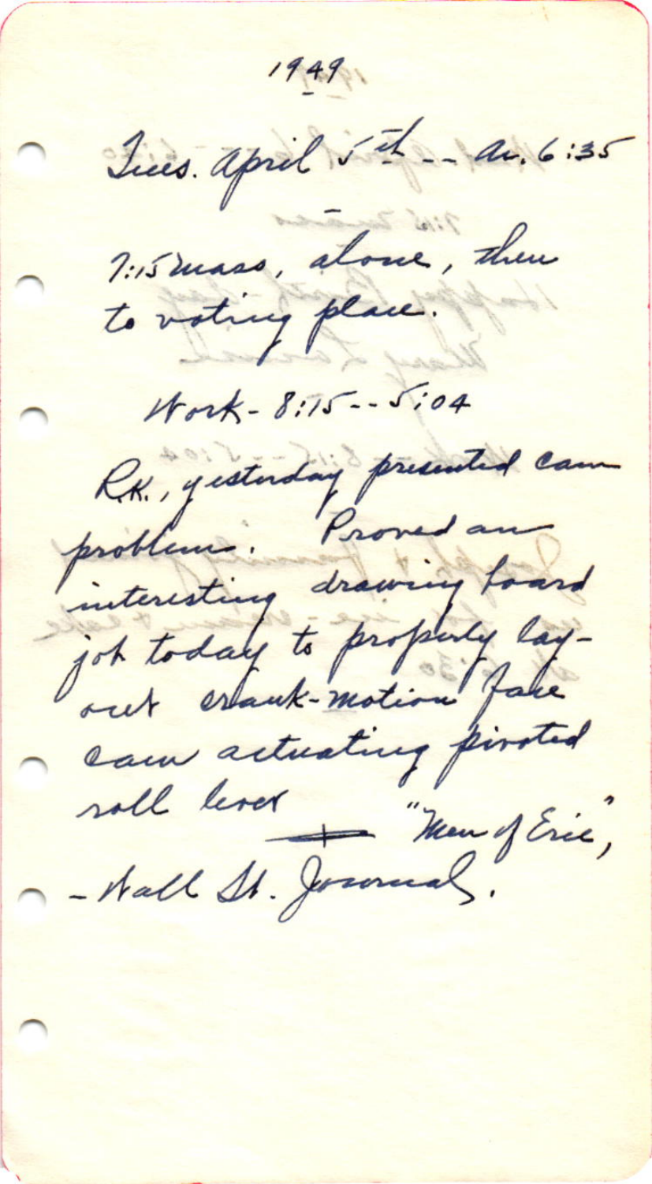1949

Tues. April 5th -- ar. 6:35

7:15 mass, alone, then to voting place.

Work - 8:15 -- 5:04

R.K., yesterday presented cam problem. Proved an interesting drawing board job today to properly lay-out crank-motion fake cam actuating pivoted roll lever

+ "Men of Erie", - Wall St. Journal.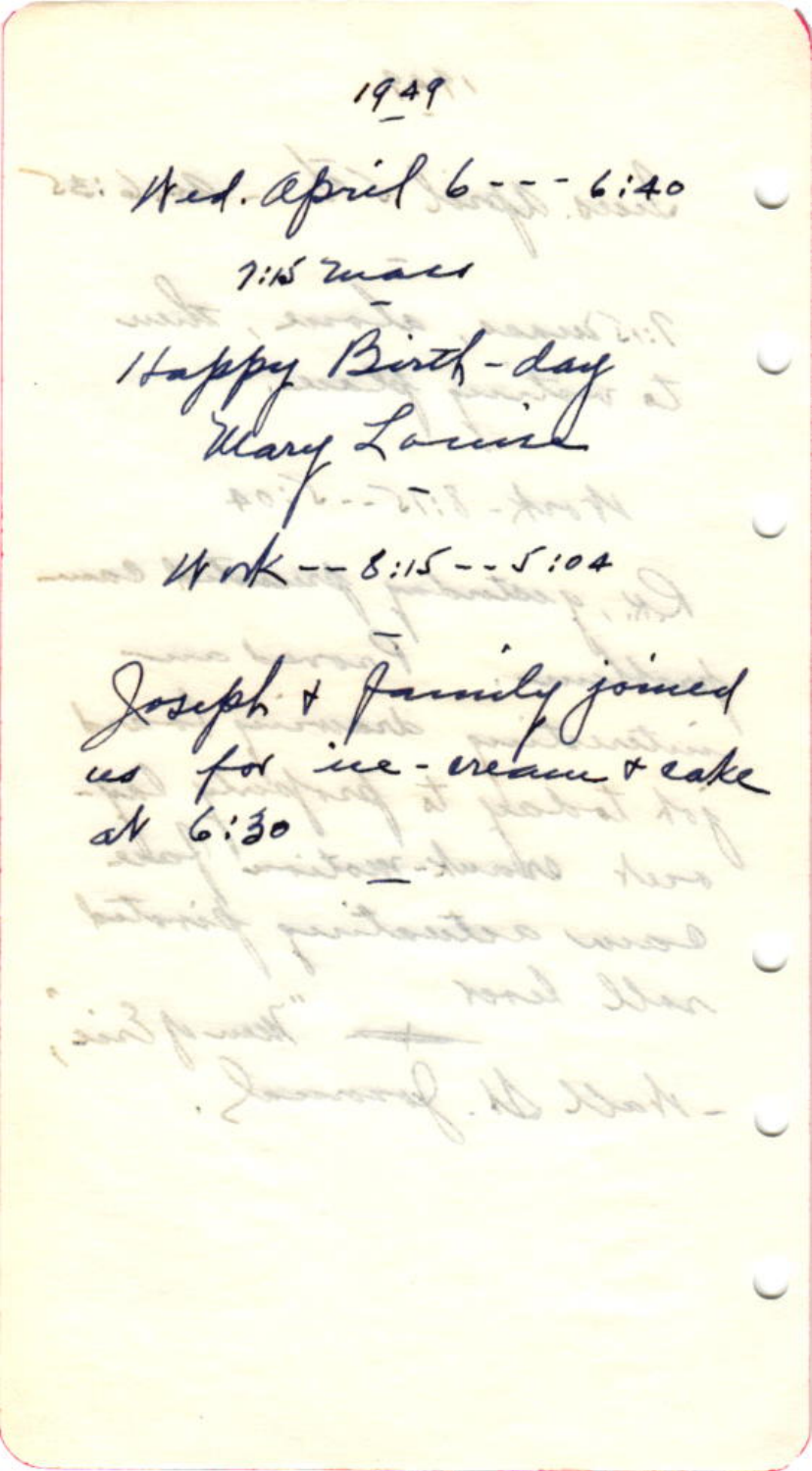1949

Wed. April 6 - - - 6:40

7:15 mass

Happy Birth-day
Mary Louise

Work - - 8:15 - - 5:04

Joseph & family joined
us for ice-cream & cake
at 6:30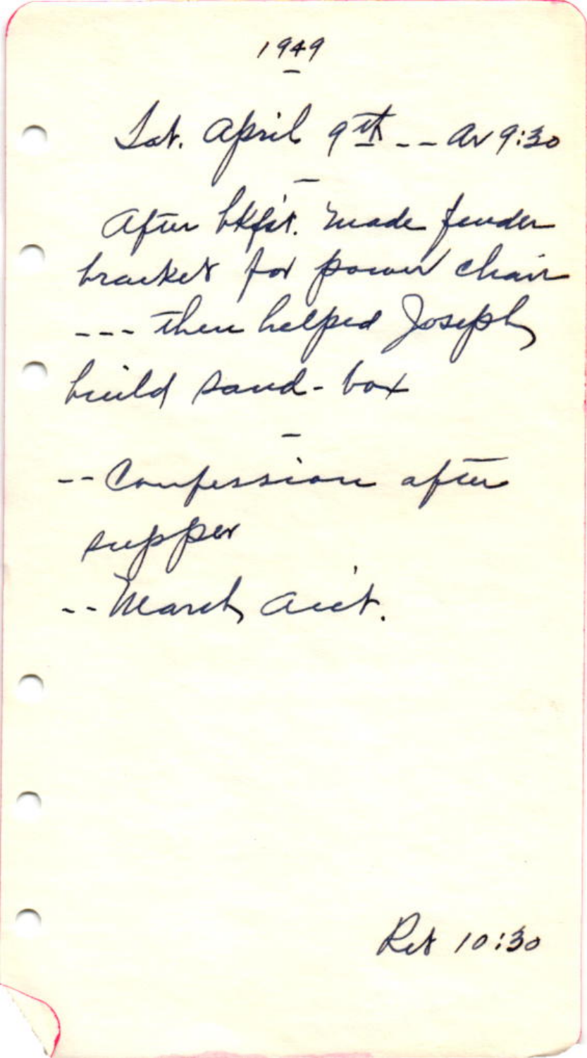1949

Sat. April 9th -- Ar 9:30

After bkfst. made fender bracket for power chair --- then helped Joseph build sand-box

-- Confession after supper

-- March acct.

Ret 10:30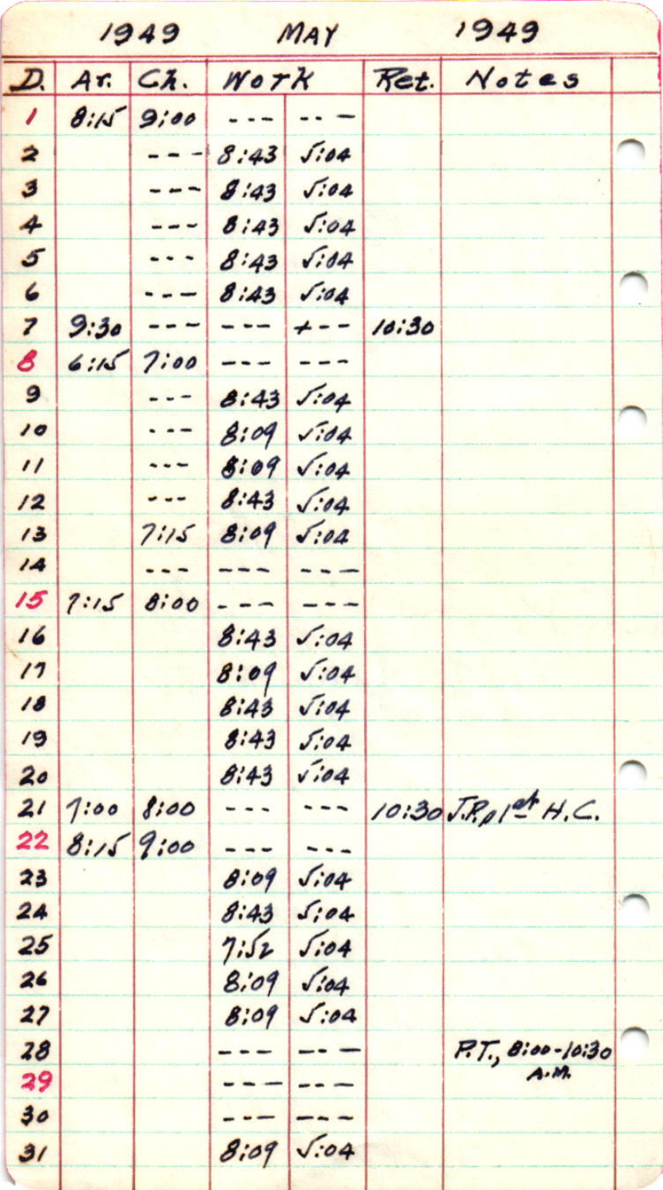# 1949 MAY 1949

| D. | Ar. | Ch. | Work | | Ret. | Notes |
|---|---|---|---|---|---|---|
| 1 | 8:15 | 9:00 | --- | --- | | |
| 2 | | --- | 8:43 | √:04 | | |
| 3 | | --- | 8:43 | √:04 | | |
| 4 | | --- | 8:43 | √:04 | | |
| 5 | | --- | 8:43 | √:04 | | |
| 6 | | --- | 8:43 | √:04 | | |
| 7 | 9:30 | --- | --- | +-- | 10:30 | |
| 8 | 6:15 | 7:00 | --- | --- | | |
| 9 | | --- | 8:43 | √:04 | | |
| 10 | | --- | 8:09 | √:04 | | |
| 11 | | --- | 8:09 | √:04 | | |
| 12 | | --- | 8:43 | √:04 | | |
| 13 | | 7:15 | 8:09 | √:04 | | |
| 14 | | --- | --- | --- | | |
| 15 | 7:15 | 8:00 | --- | --- | | |
| 16 | | | 8:43 | √:04 | | |
| 17 | | | 8:09 | √:04 | | |
| 18 | | | 8:43 | √:04 | | |
| 19 | | | 8:43 | √:04 | | |
| 20 | | | 8:43 | √:04 | | |
| 21 | 7:00 | 8:00 | --- | --- | 10:30 | J.R.P. 1st H.C. |
| 22 | 8:15 | 9:00 | --- | --- | | |
| 23 | | | 8:09 | √:04 | | |
| 24 | | | 8:43 | √:04 | | |
| 25 | | | 7:52 | √:04 | | |
| 26 | | | 8:09 | √:04 | | |
| 27 | | | 8:09 | √:04 | | |
| 28 | | | --- | --- | | P.T., 8:00-10:30 A.M. |
| 29 | | | --- | --- | | |
| 30 | | | --- | --- | | |
| 31 | | | 8:09 | √:04 | | |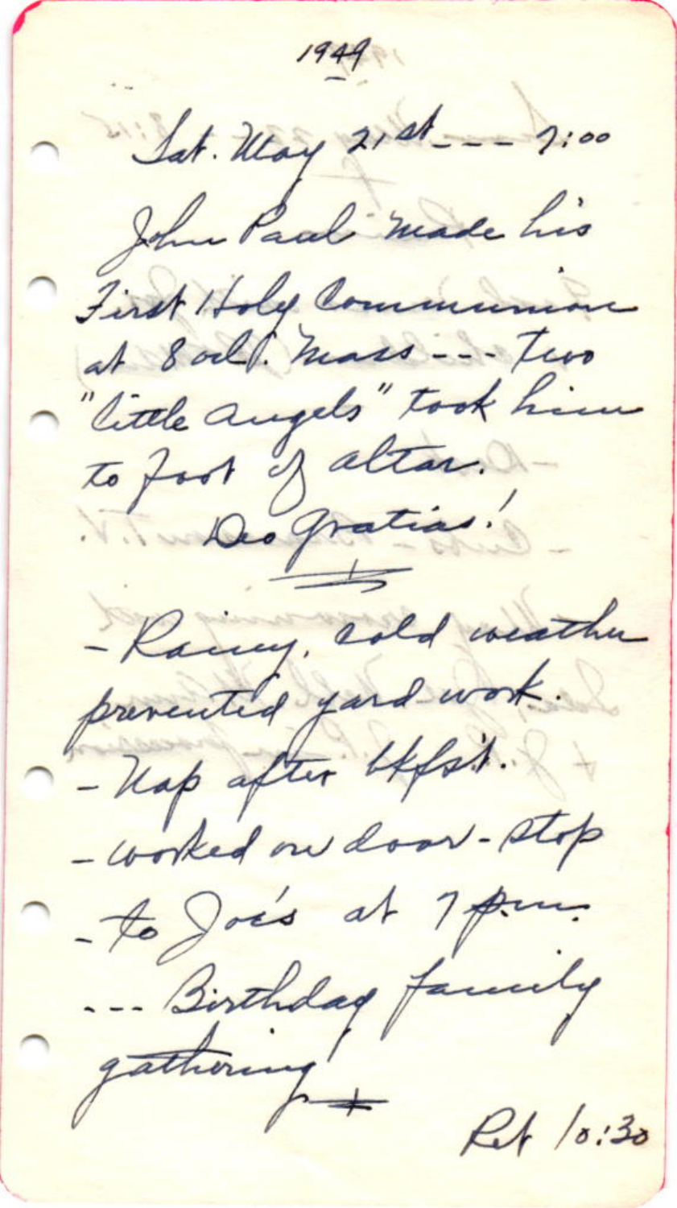1949

Sat. May 21st --- 7:00

John Paul made his First Holy Communion at 8 o'cl. Mass --- Two "little angels" took him to foot of altar.

Deo Gratias!

- Rainy, cold weather prevented yard work.
- Nap after bkfst.
- worked on door-stop
- to Joe's at 7 p.m.
--- Birthday family gathering!

Ret 10:30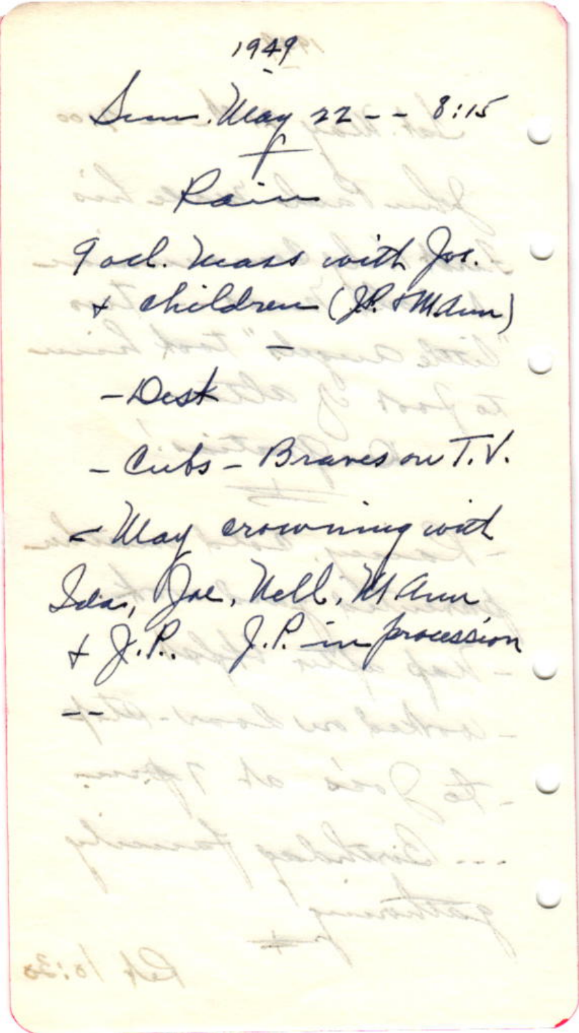1949

Sun. May 22 - - 8:15

Rain

9 ocl. mass with Jos. + children (J.P. + M Ann)

—

- Desk

- Cubs - Braves on T.V.

- May crowning with Ida, Joe, Nell, M Ann + J.P. J.P. in procession

--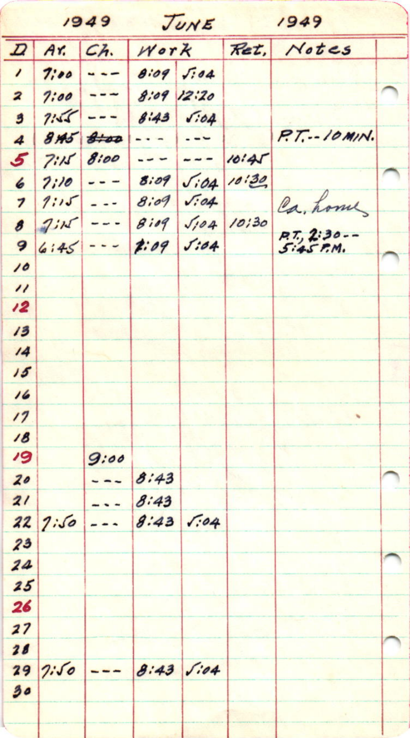# 1949 JUNE 1949

| D | Ar. | Ch. | Work | | Ret. | Notes |
|---|---|---|---|---|---|---|
| 1 | 7:00 | --- | 8:09 | 5:04 | | |
| 2 | 7:00 | --- | 8:09 | 12:20 | | |
| 3 | 7:55 | --- | 8:43 | 5:04 | | |
| 4 | 8:45 | ~~8:00~~ | --- | --- | | P.T.--10 MIN. |
| 5 | 7:15 | 8:00 | --- | --- | 10:45 | |
| 6 | 7:10 | --- | 8:09 | 5:04 | 10:30 | |
| 7 | 7:15 | --- | 8:09 | 5:04 | | Ca. home |
| 8 | 7:15 | --- | 8:09 | 5:04 | 10:30 | |
| 9 | 6:45 | --- | 7:09 | 5:04 | | P.T. 2:30--5:45 P.M. |
| 10 | | | | | | |
| 11 | | | | | | |
| 12 | | | | | | |
| 13 | | | | | | |
| 14 | | | | | | |
| 15 | | | | | | |
| 16 | | | | | | |
| 17 | | | | | | |
| 18 | | | | | | |
| 19 | | 9:00 | | | | |
| 20 | | --- | 8:43 | | | |
| 21 | | --- | 8:43 | | | |
| 22 | 7:50 | --- | 8:43 | 5:04 | | |
| 23 | | | | | | |
| 24 | | | | | | |
| 25 | | | | | | |
| 26 | | | | | | |
| 27 | | | | | | |
| 28 | | | | | | |
| 29 | 7:50 | --- | 8:43 | 5:04 | | |
| 30 | | | | | | |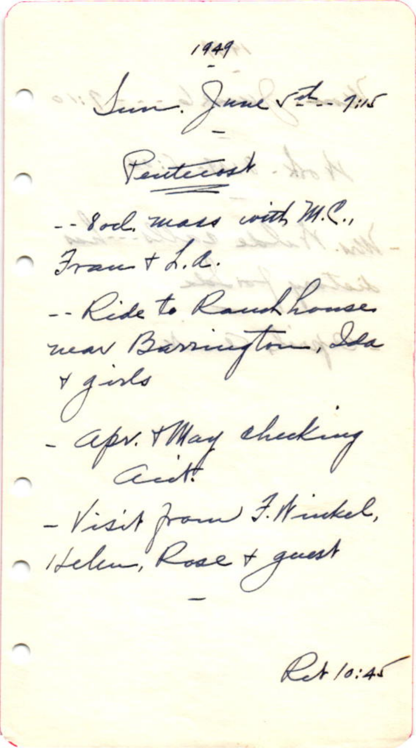1949

Sun. June 5th -- 7:15

Pentecost

-- 8 o'cl. mass with M.C., Fran + L.A.

-- Ride to Ranch house near Barrington, Ida + girls

- Apr. + May checking Acct.

- Visit from F. Winkel, Helen, Rose + guest

Ret 10:45